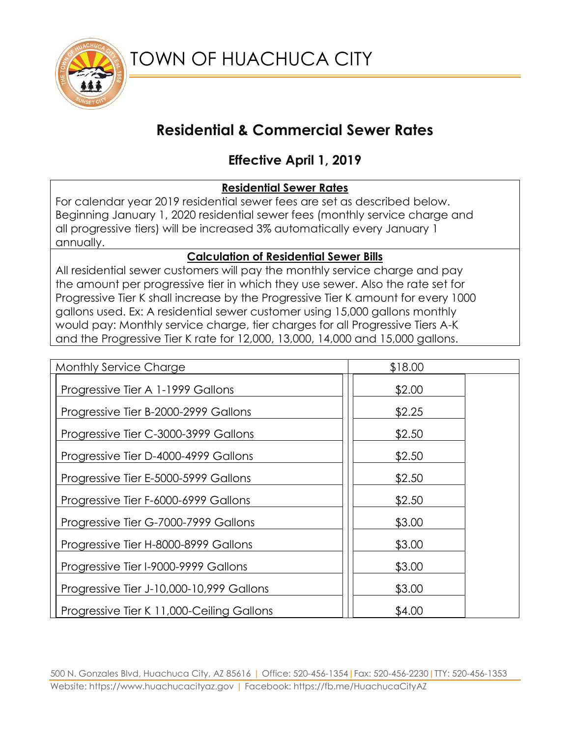# TOWN OF HUACHUCA CITY

## Residential & Commercial Sewer Rates

### Effective April 1, 2019

**Residential Sewer Rates**

For calendar year 2019 residential sewer fees are set as described below. Beginning January 1, 2020 residential sewer fees (monthly service charge and all progressive tiers) will be increased 3% automatically every January 1 annually.

**Calculation of Residential Sewer Bills**

All residential sewer customers will pay the monthly service charge and pay the amount per progressive tier in which they use sewer. Also the rate set for Progressive Tier K shall increase by the Progressive Tier K amount for every 1000 gallons used. Ex: A residential sewer customer using 15,000 gallons monthly would pay: Monthly service charge, tier charges for all Progressive Tiers A-K and the Progressive Tier K rate for 12,000, 13,000, 14,000 and 15,000 gallons.

| Monthly Service Charge | $18.00 |
|---|---|
| Progressive Tier A 1-1999 Gallons | $2.00 |
| Progressive Tier B-2000-2999 Gallons | $2.25 |
| Progressive Tier C-3000-3999 Gallons | $2.50 |
| Progressive Tier D-4000-4999 Gallons | $2.50 |
| Progressive Tier E-5000-5999 Gallons | $2.50 |
| Progressive Tier F-6000-6999 Gallons | $2.50 |
| Progressive Tier G-7000-7999 Gallons | $3.00 |
| Progressive Tier H-8000-8999 Gallons | $3.00 |
| Progressive Tier I-9000-9999 Gallons | $3.00 |
| Progressive Tier J-10,000-10,999 Gallons | $3.00 |
| Progressive Tier K 11,000-Ceiling Gallons | $4.00 |

500 N. Gonzales Blvd, Huachuca City, AZ 85616 | Office: 520-456-1354 | Fax: 520-456-2230 | TTY: 520-456-1353
Website: https://www.huachucacityaz.gov | Facebook: https://fb.me/HuachucaCityAZ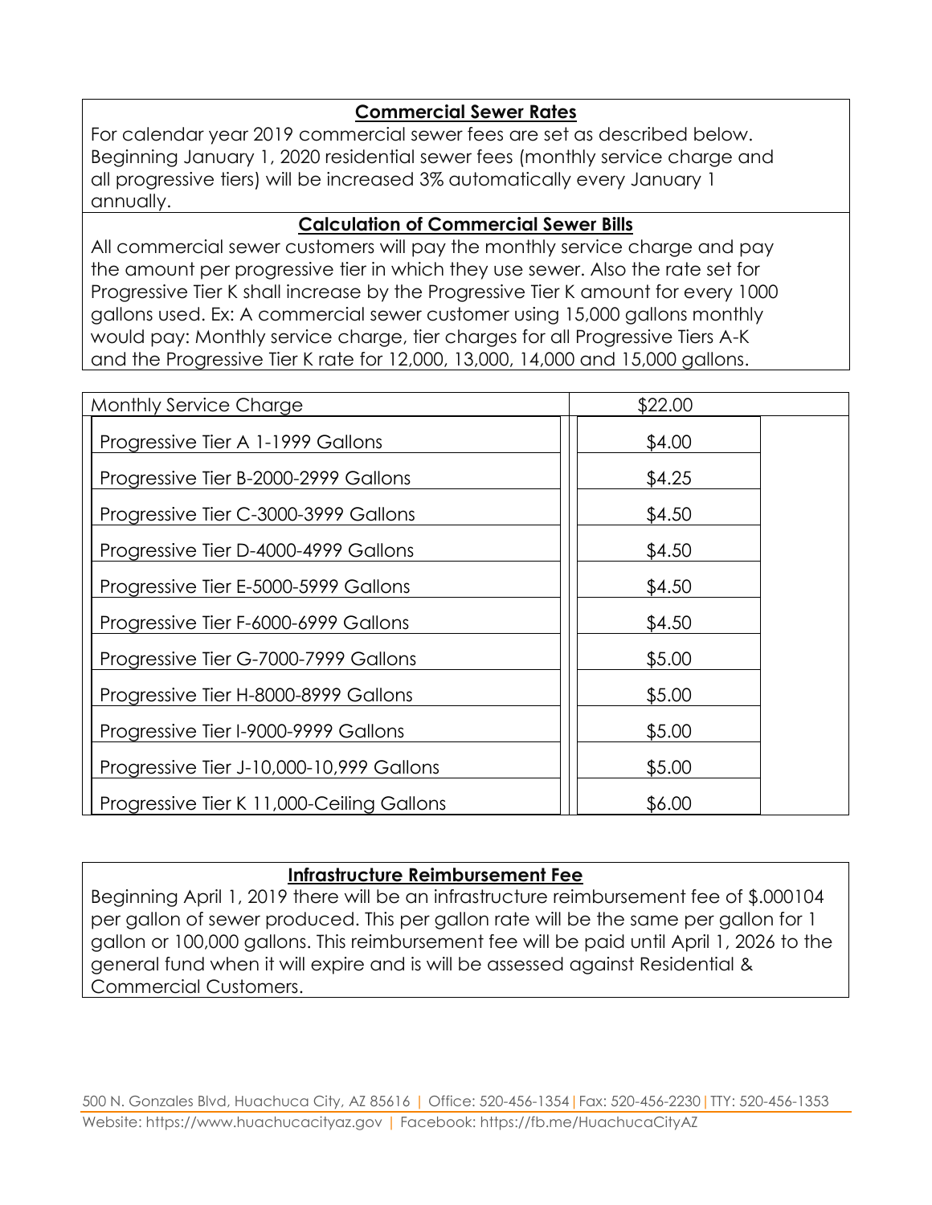## Commercial Sewer Rates

For calendar year 2019 commercial sewer fees are set as described below. Beginning January 1, 2020 residential sewer fees (monthly service charge and all progressive tiers) will be increased 3% automatically every January 1 annually.

## Calculation of Commercial Sewer Bills

All commercial sewer customers will pay the monthly service charge and pay the amount per progressive tier in which they use sewer. Also the rate set for Progressive Tier K shall increase by the Progressive Tier K amount for every 1000 gallons used. Ex: A commercial sewer customer using 15,000 gallons monthly would pay: Monthly service charge, tier charges for all Progressive Tiers A-K and the Progressive Tier K rate for 12,000, 13,000, 14,000 and 15,000 gallons.

| | |
|---|---|
| Monthly Service Charge | $22.00 |
| Progressive Tier A 1-1999 Gallons | $4.00 |
| Progressive Tier B-2000-2999 Gallons | $4.25 |
| Progressive Tier C-3000-3999 Gallons | $4.50 |
| Progressive Tier D-4000-4999 Gallons | $4.50 |
| Progressive Tier E-5000-5999 Gallons | $4.50 |
| Progressive Tier F-6000-6999 Gallons | $4.50 |
| Progressive Tier G-7000-7999 Gallons | $5.00 |
| Progressive Tier H-8000-8999 Gallons | $5.00 |
| Progressive Tier I-9000-9999 Gallons | $5.00 |
| Progressive Tier J-10,000-10,999 Gallons | $5.00 |
| Progressive Tier K 11,000-Ceiling Gallons | $6.00 |

## Infrastructure Reimbursement Fee

Beginning April 1, 2019 there will be an infrastructure reimbursement fee of $.000104 per gallon of sewer produced. This per gallon rate will be the same per gallon for 1 gallon or 100,000 gallons. This reimbursement fee will be paid until April 1, 2026 to the general fund when it will expire and is will be assessed against Residential & Commercial Customers.